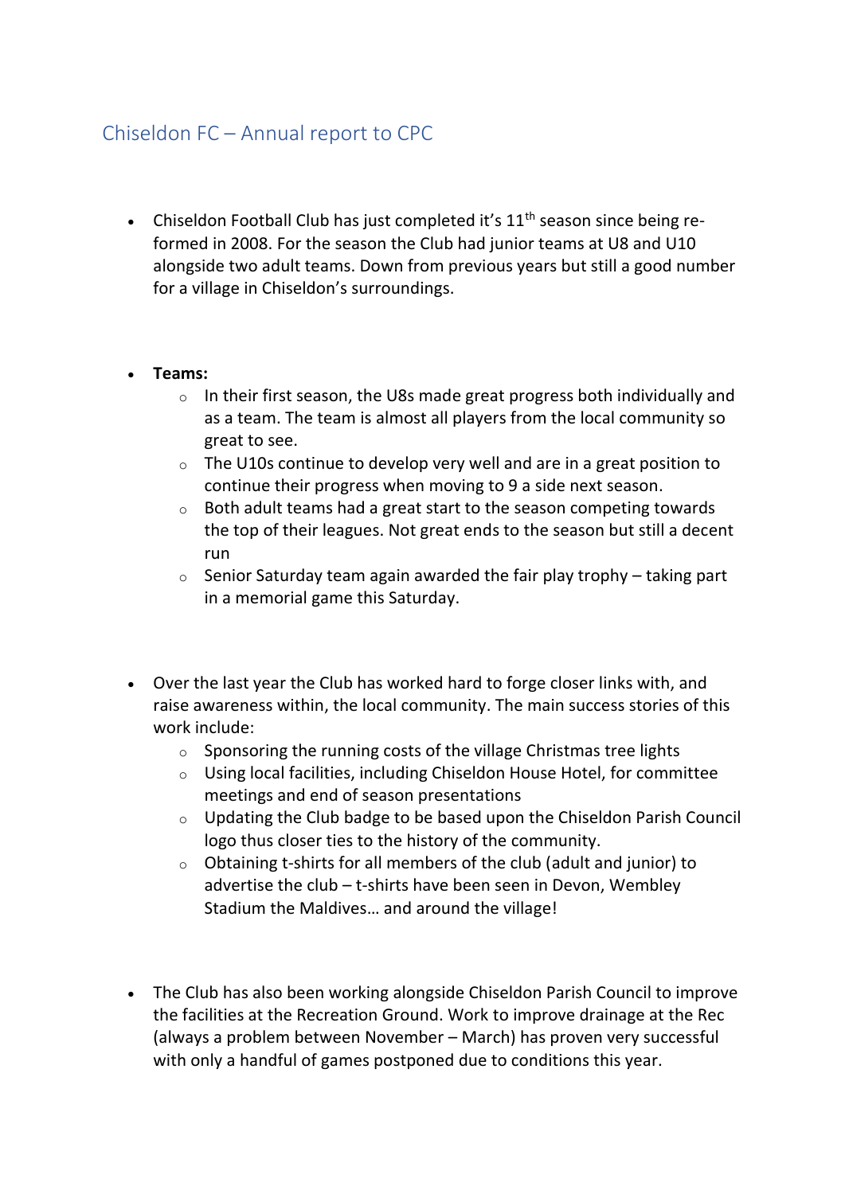# Chiseldon FC – Annual report to CPC

- Chiseldon Football Club has just completed it's 11th season since being re-formed in 2008. For the season the Club had junior teams at U8 and U10 alongside two adult teams. Down from previous years but still a good number for a village in Chiseldon's surroundings.

- **Teams:**
  - In their first season, the U8s made great progress both individually and as a team. The team is almost all players from the local community so great to see.
  - The U10s continue to develop very well and are in a great position to continue their progress when moving to 9 a side next season.
  - Both adult teams had a great start to the season competing towards the top of their leagues. Not great ends to the season but still a decent run
  - Senior Saturday team again awarded the fair play trophy – taking part in a memorial game this Saturday.

- Over the last year the Club has worked hard to forge closer links with, and raise awareness within, the local community. The main success stories of this work include:
  - Sponsoring the running costs of the village Christmas tree lights
  - Using local facilities, including Chiseldon House Hotel, for committee meetings and end of season presentations
  - Updating the Club badge to be based upon the Chiseldon Parish Council logo thus closer ties to the history of the community.
  - Obtaining t-shirts for all members of the club (adult and junior) to advertise the club – t-shirts have been seen in Devon, Wembley Stadium the Maldives… and around the village!

- The Club has also been working alongside Chiseldon Parish Council to improve the facilities at the Recreation Ground. Work to improve drainage at the Rec (always a problem between November – March) has proven very successful with only a handful of games postponed due to conditions this year.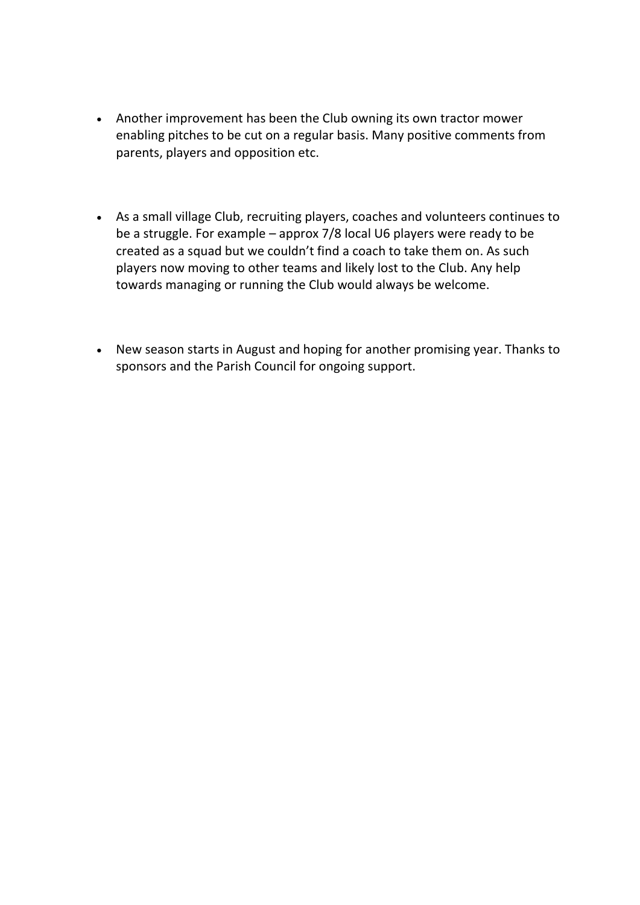- Another improvement has been the Club owning its own tractor mower enabling pitches to be cut on a regular basis. Many positive comments from parents, players and opposition etc.

- As a small village Club, recruiting players, coaches and volunteers continues to be a struggle. For example – approx 7/8 local U6 players were ready to be created as a squad but we couldn't find a coach to take them on. As such players now moving to other teams and likely lost to the Club. Any help towards managing or running the Club would always be welcome.

- New season starts in August and hoping for another promising year. Thanks to sponsors and the Parish Council for ongoing support.